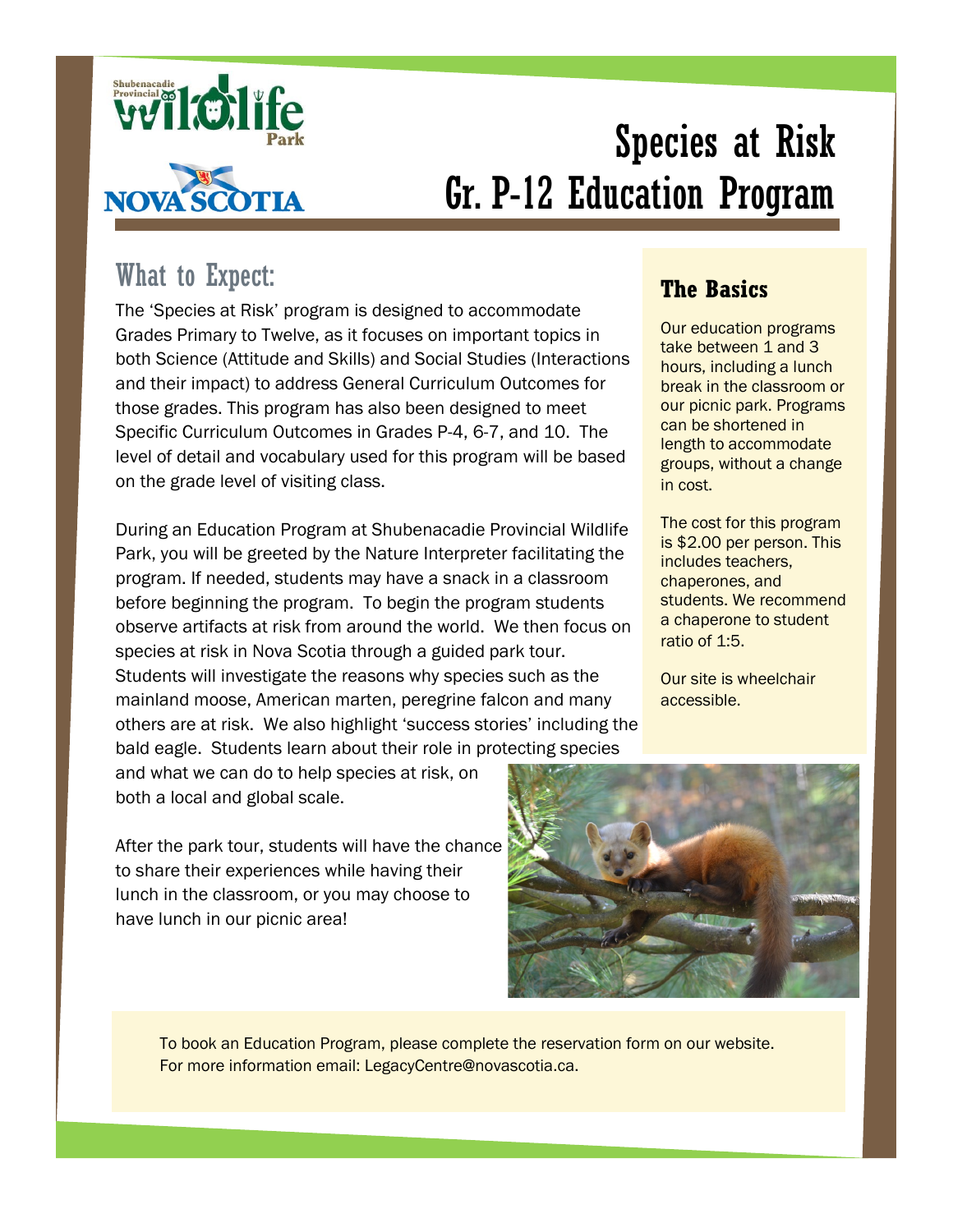# Species at Risk
# Gr. P-12 Education Program

## What to Expect:

The 'Species at Risk' program is designed to accommodate Grades Primary to Twelve, as it focuses on important topics in both Science (Attitude and Skills) and Social Studies (Interactions and their impact) to address General Curriculum Outcomes for those grades. This program has also been designed to meet Specific Curriculum Outcomes in Grades P-4, 6-7, and 10. The level of detail and vocabulary used for this program will be based on the grade level of visiting class.

During an Education Program at Shubenacadie Provincial Wildlife Park, you will be greeted by the Nature Interpreter facilitating the program. If needed, students may have a snack in a classroom before beginning the program. To begin the program students observe artifacts at risk from around the world. We then focus on species at risk in Nova Scotia through a guided park tour. Students will investigate the reasons why species such as the mainland moose, American marten, peregrine falcon and many others are at risk. We also highlight 'success stories' including the bald eagle. Students learn about their role in protecting species and what we can do to help species at risk, on both a local and global scale.

After the park tour, students will have the chance to share their experiences while having their lunch in the classroom, or you may choose to have lunch in our picnic area!

### The Basics

Our education programs take between 1 and 3 hours, including a lunch break in the classroom or our picnic park. Programs can be shortened in length to accommodate groups, without a change in cost.

The cost for this program is $2.00 per person. This includes teachers, chaperones, and students. We recommend a chaperone to student ratio of 1:5.

Our site is wheelchair accessible.

To book an Education Program, please complete the reservation form on our website. For more information email: LegacyCentre@novascotia.ca.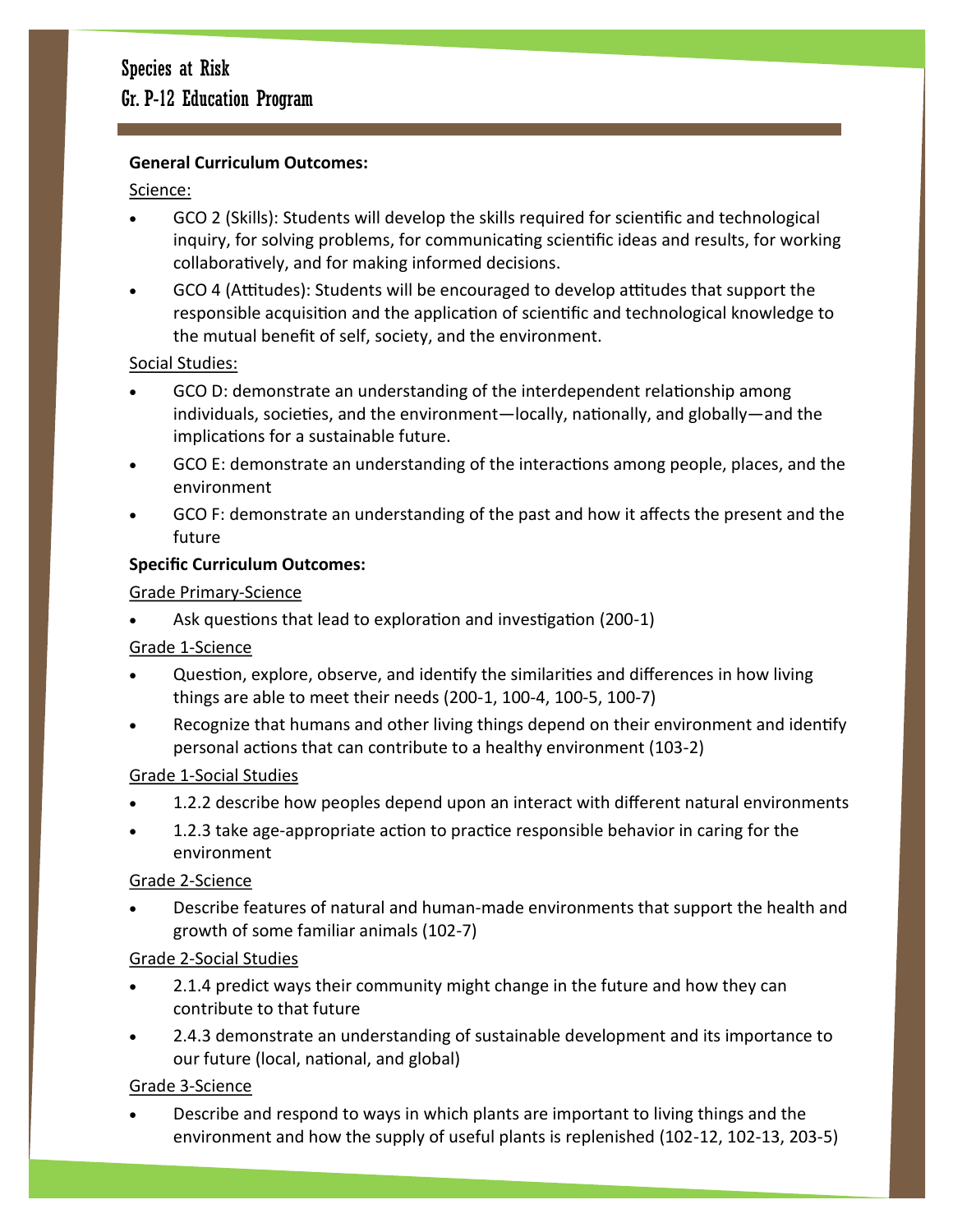Species at Risk
Gr. P-12 Education Program

**General Curriculum Outcomes:**

Science:

- GCO 2 (Skills): Students will develop the skills required for scientific and technological inquiry, for solving problems, for communicating scientific ideas and results, for working collaboratively, and for making informed decisions.
- GCO 4 (Attitudes): Students will be encouraged to develop attitudes that support the responsible acquisition and the application of scientific and technological knowledge to the mutual benefit of self, society, and the environment.

Social Studies:

- GCO D: demonstrate an understanding of the interdependent relationship among individuals, societies, and the environment—locally, nationally, and globally—and the implications for a sustainable future.
- GCO E: demonstrate an understanding of the interactions among people, places, and the environment
- GCO F: demonstrate an understanding of the past and how it affects the present and the future

**Specific Curriculum Outcomes:**

Grade Primary-Science

- Ask questions that lead to exploration and investigation (200-1)

Grade 1-Science

- Question, explore, observe, and identify the similarities and differences in how living things are able to meet their needs (200-1, 100-4, 100-5, 100-7)
- Recognize that humans and other living things depend on their environment and identify personal actions that can contribute to a healthy environment (103-2)

Grade 1-Social Studies

- 1.2.2 describe how peoples depend upon an interact with different natural environments
- 1.2.3 take age-appropriate action to practice responsible behavior in caring for the environment

Grade 2-Science

- Describe features of natural and human-made environments that support the health and growth of some familiar animals (102-7)

Grade 2-Social Studies

- 2.1.4 predict ways their community might change in the future and how they can contribute to that future
- 2.4.3 demonstrate an understanding of sustainable development and its importance to our future (local, national, and global)

Grade 3-Science

- Describe and respond to ways in which plants are important to living things and the environment and how the supply of useful plants is replenished (102-12, 102-13, 203-5)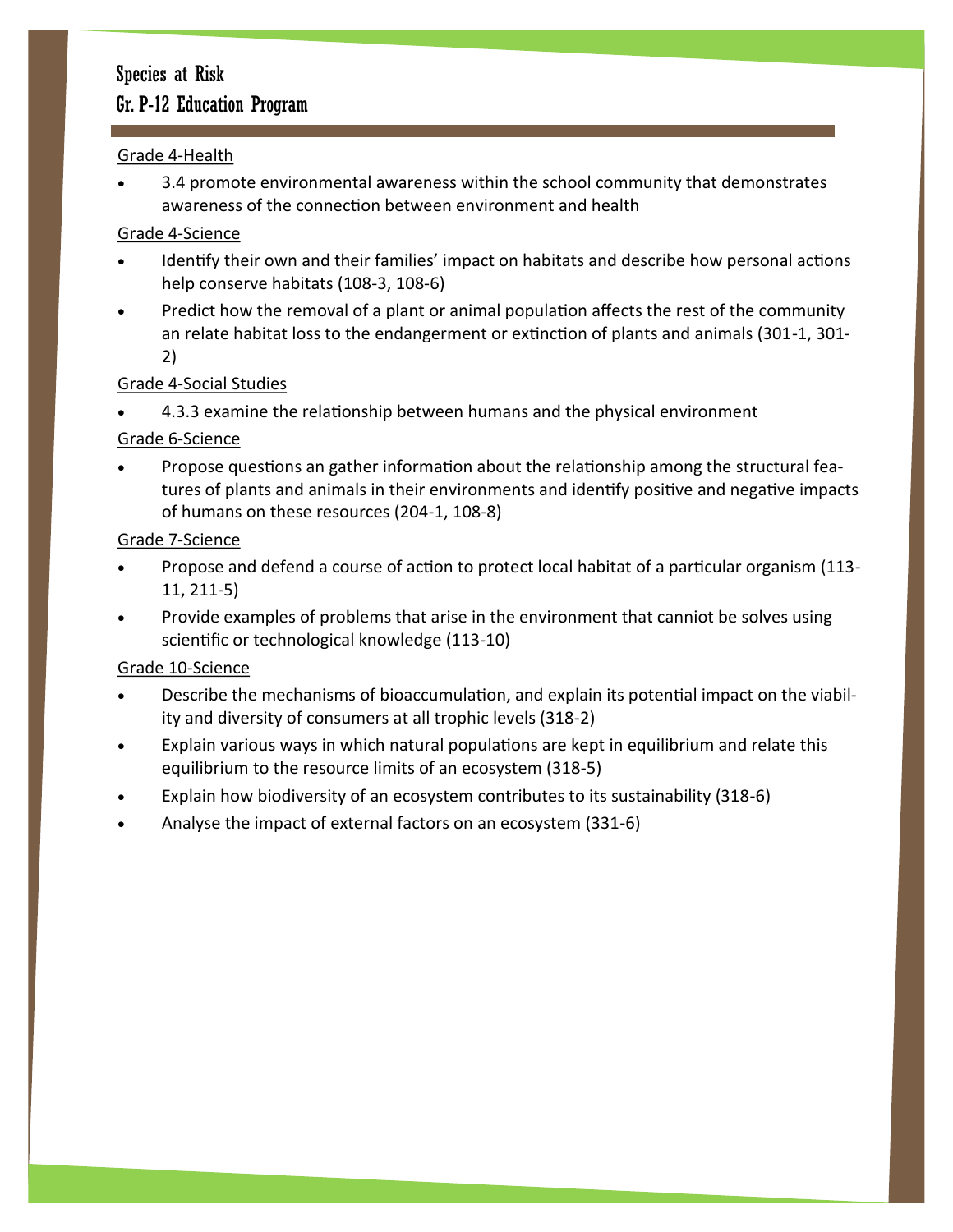# Species at Risk

## Gr. P-12 Education Program

Grade 4-Health

- 3.4 promote environmental awareness within the school community that demonstrates awareness of the connection between environment and health

Grade 4-Science

- Identify their own and their families' impact on habitats and describe how personal actions help conserve habitats (108-3, 108-6)
- Predict how the removal of a plant or animal population affects the rest of the community an relate habitat loss to the endangerment or extinction of plants and animals (301-1, 301-2)

Grade 4-Social Studies

- 4.3.3 examine the relationship between humans and the physical environment

Grade 6-Science

- Propose questions an gather information about the relationship among the structural features of plants and animals in their environments and identify positive and negative impacts of humans on these resources (204-1, 108-8)

Grade 7-Science

- Propose and defend a course of action to protect local habitat of a particular organism (113-11, 211-5)
- Provide examples of problems that arise in the environment that canniot be solves using scientific or technological knowledge (113-10)

Grade 10-Science

- Describe the mechanisms of bioaccumulation, and explain its potential impact on the viability and diversity of consumers at all trophic levels (318-2)
- Explain various ways in which natural populations are kept in equilibrium and relate this equilibrium to the resource limits of an ecosystem (318-5)
- Explain how biodiversity of an ecosystem contributes to its sustainability (318-6)
- Analyse the impact of external factors on an ecosystem (331-6)